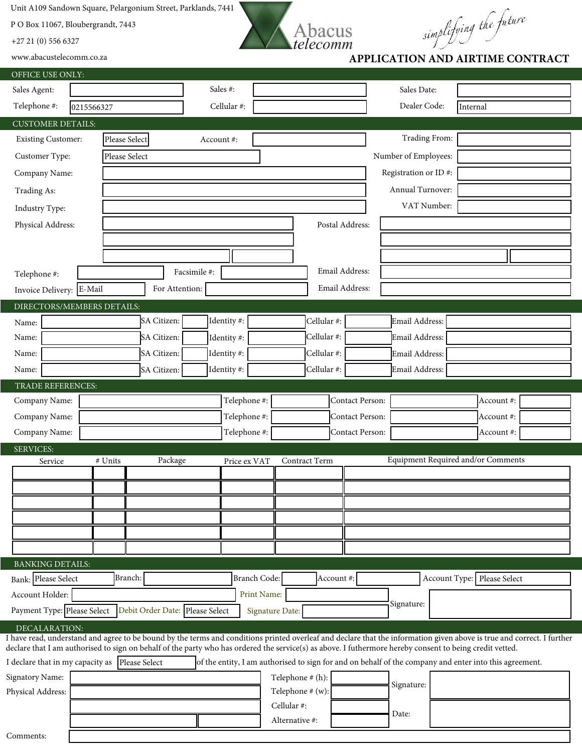Unit A109 Sandown Square, Pelargonium Street, Parklands, 7441

P O Box 11067, Bloubergrandt, 7443

+27 21 (0) 556 6327

www.abacustelecomm.co.za

Abacus telecomm

*simplifying the future*

# APPLICATION AND AIRTIME CONTRACT

## OFFICE USE ONLY:

| | | | | | |
|---|---|---|---|---|---|
| Sales Agent: | | Sales #: | | Sales Date: | |
| Telephone #: | 0215566327 | Cellular #: | | Dealer Code: | Internal |

## CUSTOMER DETAILS:

| | | | | | |
|---|---|---|---|---|---|
| Existing Customer: | Please Select | Account #: | | Trading From: | |
| Customer Type: | Please Select | | | Number of Employees: | |
| Company Name: | | | | Registration or ID #: | |
| Trading As: | | | | Annual Turnover: | |
| Industry Type: | | | | VAT Number: | |
| Physical Address: | | | | Postal Address: | |
| Telephone #: | | Facsimile #: | | Email Address: | |
| Invoice Delivery: | E-Mail | For Attention: | | Email Address: | |

## DIRECTORS/MEMBERS DETAILS:

| Name: | SA Citizen: | Identity #: | Cellular #: | Email Address: |
|---|---|---|---|---|
| | | | | |
| | | | | |
| | | | | |
| | | | | |

## TRADE REFERENCES:

| Company Name: | Telephone #: | Contact Person: | Account #: |
|---|---|---|---|
| | | | |
| | | | |
| | | | |

## SERVICES:

| Service | # Units | Package | Price ex VAT | Contract Term | Equipment Required and/or Comments |
|---|---|---|---|---|---|
| | | | | | |
| | | | | | |
| | | | | | |
| | | | | | |
| | | | | | |
| | | | | | |

## BANKING DETAILS:

| | | | | | | | | | |
|---|---|---|---|---|---|---|---|---|---|
| Bank: | Please Select | Branch: | | Branch Code: | | Account #: | | Account Type: | Please Select |
| Account Holder: | | Print Name: | | Signature: | | | | | |
| Payment Type: | Please Select | Debit Order Date: | Please Select | Signature Date: | | | | | |

## DECALARATION:

I have read, understand and agree to be bound by the terms and conditions printed overleaf and declare that the information given above is true and correct. I further declare that I am authorised to sign on behalf of the party who has ordered the service(s) as above. I futhermore hereby consent to being credit vetted.

I declare that in my capacity as Please Select of the entity, I am authorised to sign for and on behalf of the company and enter into this agreement.

| | | | | | |
|---|---|---|---|---|---|
| Signatory Name: | | Telephone # (h): | | Signature: | |
| Physical Address: | | Telephone # (w): | | | |
| | | Cellular #: | | Date: | |
| | | Alternative #: | | | |

Comments: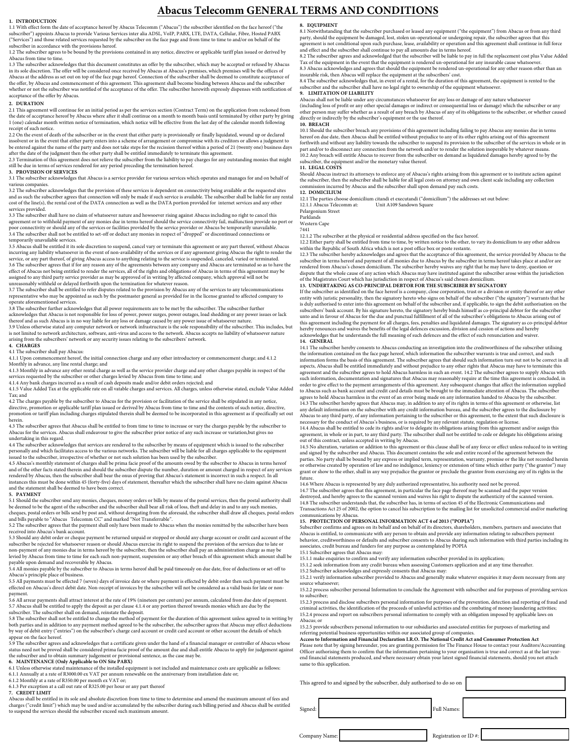# Abacus Telecomm GENERAL TERMS AND CONDITIONS

## 1. INTRODUCTION

1.1 With effect form the date of acceptance hereof by Abacus Telecomm ("Abacus") the subscriber identified on the face hereof ("the subscriber") appoints Abacus to provide Various Services inter alia ADSL, VoIP, PABX, LTE, DATA, Cellular, Fibre, Hosted PABX ("Services") and those related services requested by the subscriber on the face page and from time to time to and/or on behalf of the subscriber in accordance with the provisions hereof.

1.2 The subscriber agrees to be bound by the provisions contained in any notice, directive or applicable tariff plan issued or derived by Abacus from time to time.

1.3 The subscriber acknowledges that this document constitutes an offer by the subscriber, which may be accepted or refused by Abacus in its sole discretion. The offer will be considered once received by Abacus at Abacus's premises, which premises will be the offices of Abacus at the address as set out on top of the face page hereof. Connection of the subscriber shall be deemed to constitute acceptance of the offer, by Abacus and commencement of this agreement. This agreement shall become binding between Abacus and the subscriber whether or not the subscriber was notified of the acceptance of the offer. The subscriber herewith expressly dispenses with notification of acceptance of the offer by Abacus.

## 2. DURATION

2.1 This agreement will continue for an initial period as per the services section (Contract Term) on the application from reckoned from the date of acceptance hereof by Abacus where after it shall continue on a month to month basis until terminated by either party by giving 1 (one) calendar month written notice of termination, which notice will be effective from the last day of the calendar month following receipt of such notice.

2.2 On the event of death of the subscriber or in the event that either party is provisionally or finally liquidated, wound up or declared insolvent or in the event that either party enters into a scheme of arrangement or compromise with its creditors or allows a judgment to be entered against the name of the party and does not take steps for the recission thereof within a period of 21 (twenty one) business days after the date of the judgment then the other party shall be entitled immediately to terminate this agreement.

2.3 Termination of this agreement does not relieve the subscriber from the liability to pay charges for any outstanding monies that might still be due in terms of services rendered for any period preceding the termination hereof.

## 3. PROVISION OF SERVICES

3.1 The subscriber acknowledges that Abacus is a service provider for various services which operates and manages for and on behalf of various companies.

3.2 The subscriber acknowledges that the provision of these services is dependent on connectivity being available at the requested sites and as such the subscriber agrees that connection will only be made if such service is available. The subscriber shall be liable for any rental cost of the line(s), the rental cost of the DATA connection as well as the DATA portion provided for internet services and any other services provided.

3.3 The subscriber shall have no claim of whatsoever nature and howsoever rising against Abacus including no right to cancel this agreement or to withhold payment of any monies due in terms hereof should the service connectivity fail, malfunction provide no port or poor connectivity or should any of the services or facilities provided by the service provider or Abacus be temporarily unavailable.

3.4 The subscriber shall not be entitled to set-off or deduct any monies in respect of "dropped" or discontinued connections or temporarily unavailable services.

3.5 Abacus shall be entitled it its sole discretion to suspend, cancel vary or terminate this agreement or any part thereof, without Abacus incurring any liability whatsoever in the event of non-availability of the services or if any agreement giving Abacus the right to render the service, or any part thereof, of giving Abacus access to anything relating to the service is suspended, canceled, varied or terminated.

3.6 The subscriber agrees that if for any reason any of the agreements between any company and Abacus are terminated so as to have the effect of Abacus not being entitled to render the services, all of the rights and obligations of Abacus in terms of this agreement may be assigned to any third party service provider as may be approved of in writing by affected company, which approval will not be unreasonably withheld or delayed forthwith upon the termination for whatever reason.

3.7 The subscriber shall be entitled to refer disputes related to the provision by Abacus any of the services to any telecommunications representative who may be appointed as such by the postmaster general as provided for in the license granted to affected company to operate aforementioned services.

3.8 The subscriber further acknowledges that all power requirements are to be met by the subscriber. The subscriber further acknowledges that Abacus is not responsible for loss of power, power surges, power outages, load shedding or any power issues or lack thereof and as such Abacus is in no way liable for any loss or damage caused by any power issue of whatsoever nature.

3.9 Unless otherwise stated any computer network or network infrastructure is the sole responsibility of the subscriber. This includes, but is not limited to network architecture, software, anti-virus and access to the network. Abacus accepts no liability of whatsoever nature arising from the subscribers' network or any security issues relating to the subscribers' network.

## 4. CHARGES

4.1 The subscriber shall pay Abacus:

4.1.1 Upon commencement hereof, the initial connection charge and any other introductory or commencement charge; and 4.1.2 Monthly in advance, any line rental charge; and

4.1.3 Monthly in advance any other rental charge as well as the service provider charge and any other charges payable in respect of the services requested by the subscriber or other charges levied by Abacus from time to time; and

4.1.4 Any bank charges incurred as a result of cash deposits made and/or debit orders rejected; and

4.1.5 Value Added Tax at the applicable rate on all vatable charges and services. All charges, unless otherwise stated, exclude Value Added Tax; and

4.2 The charges payable by the subscriber to Abacus for the provision or facilitation of the service shall be stipulated in any notice, directive, promotion or applicable tariff plan issued or derived by Abacus from time to time and the contents of such notice, directive, promotion or tariff plan including charges stipulated therein shall be deemed to be incorporated in this agreement as if specifically set out herein.

4.3 The subscriber agrees that Abacus shall be entitled to from time to time to increase or vary the charges payable by the subscriber to Abacus for the services. Abacus shall endeavour to give the subscriber prior notice of any such increase or variation,but gives no undertaking in this regard.

4.4 The subscriber acknowledges that services are rendered to the subscriber by means of equipment which is issued to the subscriber personally and which facilitates access to the various networks. The subscriber will be liable for all charges applicable to the equipment issued to the subscriber, irrespective of whether or not such solution has been used by the subscriber.

4.5 Abacus's monthly statement of charges shall be prima facie proof of the amounts owed by the subscriber to Abacus in terms hereof and of the other facts stated therein and should the subscriber dispute the number, duration or amount charged in respect of any services rendered by Abacus, then the subscriber shall bear the onus of proving that Abacus's statement is incorrect in such a respect. In all instances this must be done within 45 (forty-five) days of statement, thereafter which the subscriber shall have no claim against Abacus and the statement shall be deemed to have been correct.

## 5. PAYMENT

5.1 Should the subscriber send any monies, cheques, money orders or bills by means of the postal services, then the postal authority shall be deemed to be the agent of the subscriber and the subscriber shall bear all risk of loss, theft and delay in and to any such monies, cheques, postal orders or bills send by post and, without derogating from the aforesaid, the subscriber shall draw all cheques, postal orders and bills payable to "Abacus Telecomm CC" and marked "Not Transferrable".

5.2 The subscriber agrees that the payment shall only have been made to Abacus when the monies remitted by the subscriber have been received into Abacus's bank account.

5.3 Should any debit order or cheque payment be returned unpaid or stopped or should any charge account or credit card account of the subscriber be rejected for whatsoever reason or should Abacus exercise its right to suspend the provision of the services due to late or non-payment of any monies due in terms hereof by the subscriber, then the subscriber shall pay an administration charge as may be levied by Abacus from time to time for each such non-payment, suspension or any other breach of this agreement which amount shall be payable upon demand and recoverable by Abacus.

5.4 All monies payable by the subscriber to Abacus in terms hereof shall be paid timeously on due date, free of deductions or set-off to Abacus's principal place of business.

5.5 All payments must be effected 7 (seven) days of invoice date or where payment is effected by debit order then such payment must be effected on Abacus's direct debit date. Non-receipt of invoices by the subscriber will not be considered as a valid basis for late or non-payment.

5.6 All arrear payments shall attract interest at the rate of 19% (nineteen per centum) per annum, calculated from due date of payment.

5.7 Abacus shall be entitled to apply the deposit as per clause 4.1.4 or any portion thereof towards monies which are due by the subscriber. The subscriber shall on demand, reinstate the deposit.

5.8 The subscriber shall not be entitled to change the method of payment for the duration of this agreement unless agreed to in writing by both parties and in addition to any payment method agreed to be the subscriber, the subscriber agrees that Abacus may effect deductions by way of debit entry ("entries") on the subscriber's charge card account or credit card account or other account the details of which appear on the face hereof.

5.9 The subscriber agrees and acknowledges that a certificate given under the hand of a financial manager or controller of Abacus whose status need not be proved shall be considered prima facie proof of the amount due and shall entitle Abacus to apply for judgement against the subscriber and to obtain summary judgement or provisional sentence, as the case may be.

## 6. MAINTENANCE (Only Applicable to ON Site PABX)

6.1 Unless otherwise stated maintenance of the installed equipment is not included and maintenance costs are applicable as follows:

6.1.1 Annually at a rate of R3000.00 ex VAT per annum renewable on the anniversary from installation date or;

6.1.2 Monthly at a rate of R350.00 per month ex VAT or;

6.1.3 Per exception at a call out rate of R325.00 per hour or any part thereof

## 7. CREDIT LIMIT

Abacus shall be entitled in its sole and absolute discretion from time to time to determine and amend the maximum amount of fees and charges ("credit limit") which may be used and/or accumulated by the subscriber during each billing period and Abacus shall be entitled to suspend the services should the subscriber exceed such maximum amount.

## 8. EQUIPMENT

8.1 Notwithstanding that the subscriber purchased or leased any equipment ("the equipment") from Abacus or from any third party, should the equipment be damaged, lost, stolen un-operational or undergoing repair, the subscriber agrees that this agreement is not conditional upon such purchase, lease, availability or operation and this agreement shall continue in full force and effect and the subscriber shall continue to pay all amounts due in terms hereof.

8.2 The subscriber agrees and acknowledged that the subscriber will be liable to pay in full the replacement cost plus Value Added Tax of the equipment in the event that the equipment is rendered un-operational for any insurable cause whatsoever.

8.3 Abacus acknowledges and agrees that should the equipment be rendered un-operational for any other reason other than an insurable risk, then Abacus will replace the equipment at the subscribers' cost.

8.4 The subscriber acknowledges that, in event of a rental, for the duration of this agreement, the equipment is rented to the subscriber and the subscriber shall have no legal right to ownership of the equipment whatsoever.

## 9. LIMITATION OF LIABILITY

Abacus shall not be liable under any circumstances whatsoever for any loss or damage of any nature whatsoever (including loss of profit or any other special damages or indirect or consequential loss or damage) which the subscriber or any other person may suffer whether as a result of any breach by Abacus of any of its obligations to the subscriber, or whether caused directly or indirectly by the subscriber's equipment or the use thereof.

## 10. BREACH

10.1 Should the subscriber breach any provisions of this agreement including failing to pay Abacus any monies due in terms hereof on due date, then Abacus shall be entitled without prejudice to any of its other rights arising out of this agreement forthwith and without any liability towards the subscriber to suspend its provision to the subscriber of the services in whole or in part and/or to disconnect any connection from the network and/or to render the solution inoperable by whatever means.

10.2 Any breach will entitle Abacus to recover from the subscriber on demand as liquidated damages hereby agreed to by the subscriber, the equipment and/or the monetary value thereof.

## 11. LEGAL COSTS

Should Abacus instruct its attorneys to enforce any of Abacus's rights arising from this agreement or to institute action against the subscriber, then the subscriber shall be liable for all legal costs on attorney and own client scale including any collection commission incurred by Abacus and the subscriber shall upon demand pay such costs.

## 12. DOMICILIUM

12.1 The parties choose domicilium citandi et executandi ("domicilium") the addresses set out below:

12.1.1 Abacus Telecomm at: Unit A109 Sandown Square
Pelargonium Street
Parklands
Western Cape
7441

12.1.2 The subscriber at the physical or residential address specified on the face hereof.

12.2 Either party shall be entitled from time to time, by written notice to the other, to vary its domicilium to any other address within the Republic of South Africa which is not a post office box or poste restante.

12.3 The subscriber hereby acknowledges and agrees that the acceptance of this agreement, the service provided by Abacus to the subscriber in terms hereof and payment of all monies due to Abacus by the subscriber in terms hereof takes place at and/or are rendered from Abacus's chosen domicilium. The subscriber hereby waives any right that he may have to deny, question or dispute that the whole cause of any action which Abacus may have instituted against the subscriber arose within the jurisdiction of the Magistrates Court which has jurisdiction in respect of Abacus's said chosen domicilium.

## 13. UNDERTAKING AS CO-PRINCIPAL DEBTOR FOR THE SUBSCRIBER BY SIGNATORY

If the subscriber as identified on the face hereof is a company, close corporation, trust or a division or entity thereof or any other entity with juristic personality, then the signatory hereto who signs on behalf of the subscriber ("the signatory") warrants that he is duly authorised to enter into this agreement on behalf of the subscriber and, if applicable, to sign the debit authorisation on the subscribers' bank account. By his signature hereto, the signatory hereby binds himself as co-principal debtor for the subscriber unto and in favour of Abacus for the due and punctual fulfillment of all of the subscriber's obligations to Abacus arising out of this agreement including the payment for all charges, fees, penalties and liquidated damages. The signatory as co-principal debtor hereby renounces and waives the benefits of the legal defences excussion, division and cession of actions and hereby acknowledges that he understands the full meaning of such defences and the effect of such renunciation and waiver.

## 14. GENERAL

14.1 The subscriber hereby consents to Abacus conducting an investigation into the creditworthiness of the subscriber utilising the information contained on the face page hereof, which information the subscriber warrants is true and correct, and such information forms the basis of this agreement. The subscriber agrees that should such information turn out not to be correct in all aspects, Abacus shall be entitled immediately and without prejudice to any other rights that Abacus may have to terminate this agreement and the subscriber agrees to hold Abacus harmless in such an event. 14.2 The subscriber agrees to supply Abacus with such information, documentation and signatures that Abacus may reasonably require at the time this agreement is concluded, in order to give effect to the payment arrangements of this agreement. Any subsequent changes that affect the information supplied to Abacus such as bank account and credit card details must be brought to the immediate attention of Abacus. The subscriber agrees to hold Abacus harmless in the event of an error being made on any information handed to Abacus by the subscriber.

14.3 The subscriber hereby agrees that Abacus may, in addition to any of its rights in terms of this agreement or otherwise, list any default information on the subscriber with any credit information bureau, and the subscriber agrees to the disclosure by Abacus to any third party, of any information pertaining to the subscriber or this agreement, to the extent that such disclosure is necessary for the conduct of Abacus's business, or is required by any relevant statute, regulation or license.

14.4 Abacus shall be entitled to cede its rights and/or to delegate its obligations arising from this agreement and/or assign this agreement, in whole or in part, to any third party. The subscriber shall not be entitled to cede or delegate his obligations arising out of this contract, unless accepted in writing by Abacus.

14.5 No alteration, variation or addition to this agreement or this clause shall be of any force or effect unless reduced to in writing and signed by the subscriber and Abacus. This document contains the sole and entire record of the agreement between the parties. No party shall be bound by any express or implied term, representation, warranty, promise or the like not recorded herein or otherwise created by operation of law and no indulgence, leniency or extension of time which either party ("the grantor") may grant or show to the other, shall in any way prejudice the grantor or preclude the grantor from exercising any of its rights in the future.

14.6 Where Abacus is represented by any duly authorized representative, his authority need not be proved.

14.7 The subscriber agrees that this agreement, in particular the face page thereof may be scanned and the paper version destroyed, and hereby agrees to the scanned version and waives his right to dispute the authenticity of the scanned version.

14.8 The subscriber understands that, the subscriber has, in terms of section 45 of the Electronic Communications and Transactions Act 25 of 2002, the option to cancel his subscription to the mailing list for unsolicited commercial and/or marketing communications by Abacus.

## 15. PROTECTION OF PERSONAL INFORMATION ACT 4 of 2013 ("POPIA")

Subscriber confirms and agrees on its behalf and on behalf of its directors, shareholders, members, partners and associates that Abacus is entitled, to communicate with any person to obtain and provide any information relating to subscribers payment behavior, creditworthiness or defaults and subscriber consents to Abacus sharing such information with third parties including its associates, credit bureau and funders for any purpose as contemplated by POPIA

15.1 Subscriber agrees that Abacus may:

15.1.1 make enquiries to confirm and verify any information subscriber provided in its application;

15.1.2 seek information from any credit bureau when assessing Customers application and at any time thereafter.

15.2 Subscriber acknowledges and expressly consents that Abacus may:

15.2.1 verify information subscriber provided to Abacus and generally make whatever enquiries it may deem necessary from any source whatsoever;

15.2.2 process subscriber personal Information to conclude the Agreement with subscriber and for purposes of providing services to subscriber;

15.2.3 process and disclose subscribers personal information for purposes of the prevention, detection and reporting of fraud and criminal activities, the identification of the proceeds of unlawful activities and the combating of money laundering activities;

15.2.4 process and report on subscribers personal information to comply with an obligation imposed by applicable laws on Abacus; or

15.2.5 provide subscribers personal information to our subsidiaries and associated entities for purposes of marketing and referring potential business opportunities within our associated group of companies.

**Access to Information and Financial Declaration I.R.O. The National Credit Act and Consumer Protection Act**

Please note that by signing hereunder, you are granting permission for The Finance House to contact your Auditors/Accounting Officer authorising them to confirm that the information pertaining to your organisation is true and correct as at the last year-end financial statements produced, and where necessary obtain your latest signed financial statements, should you not attach same to this application.

This agreed to and signed by the subscriber, duly authorised to do so on

Signed: Full Names:

Company Name: Registration or ID #: